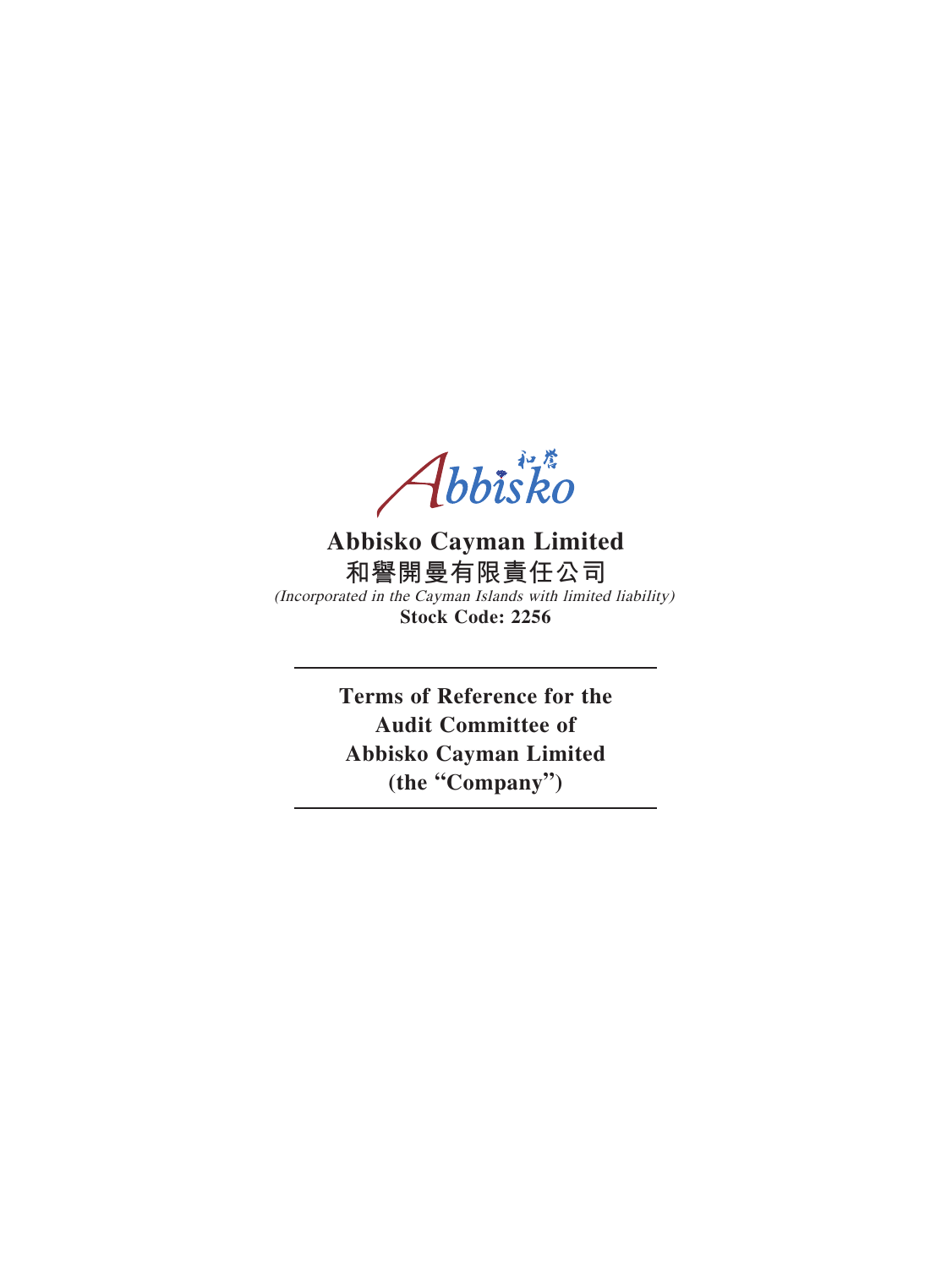# Abbisko Cayman Limited

# 和譽開曼有限責任公司

*(Incorporated in the Cayman Islands with limited liability)*

**Stock Code: 2256**

---

## Terms of Reference for the Audit Committee of Abbisko Cayman Limited (the "Company")

---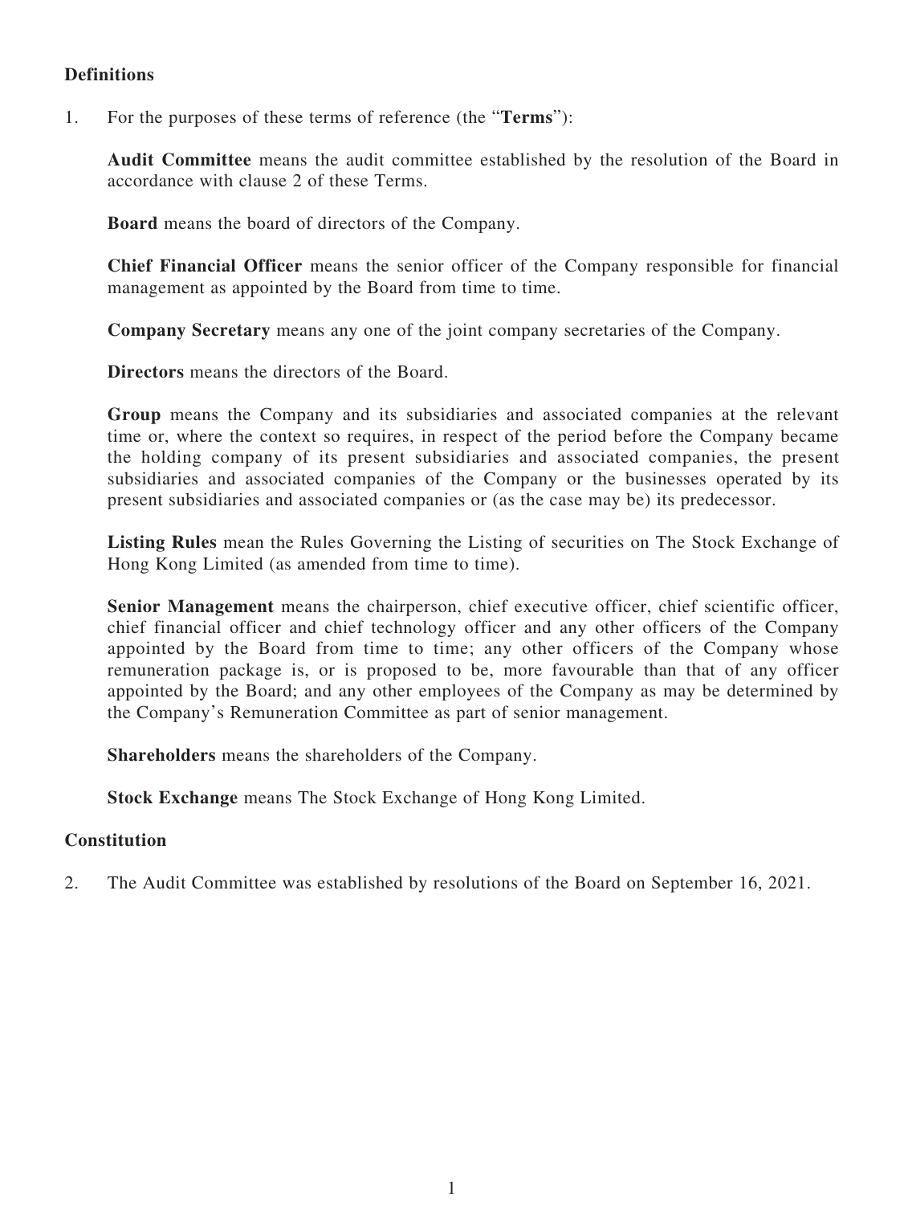**Definitions**

1. For the purposes of these terms of reference (the "**Terms**"):

   **Audit Committee** means the audit committee established by the resolution of the Board in accordance with clause 2 of these Terms.

   **Board** means the board of directors of the Company.

   **Chief Financial Officer** means the senior officer of the Company responsible for financial management as appointed by the Board from time to time.

   **Company Secretary** means any one of the joint company secretaries of the Company.

   **Directors** means the directors of the Board.

   **Group** means the Company and its subsidiaries and associated companies at the relevant time or, where the context so requires, in respect of the period before the Company became the holding company of its present subsidiaries and associated companies, the present subsidiaries and associated companies of the Company or the businesses operated by its present subsidiaries and associated companies or (as the case may be) its predecessor.

   **Listing Rules** mean the Rules Governing the Listing of securities on The Stock Exchange of Hong Kong Limited (as amended from time to time).

   **Senior Management** means the chairperson, chief executive officer, chief scientific officer, chief financial officer and chief technology officer and any other officers of the Company appointed by the Board from time to time; any other officers of the Company whose remuneration package is, or is proposed to be, more favourable than that of any officer appointed by the Board; and any other employees of the Company as may be determined by the Company's Remuneration Committee as part of senior management.

   **Shareholders** means the shareholders of the Company.

   **Stock Exchange** means The Stock Exchange of Hong Kong Limited.

**Constitution**

2. The Audit Committee was established by resolutions of the Board on September 16, 2021.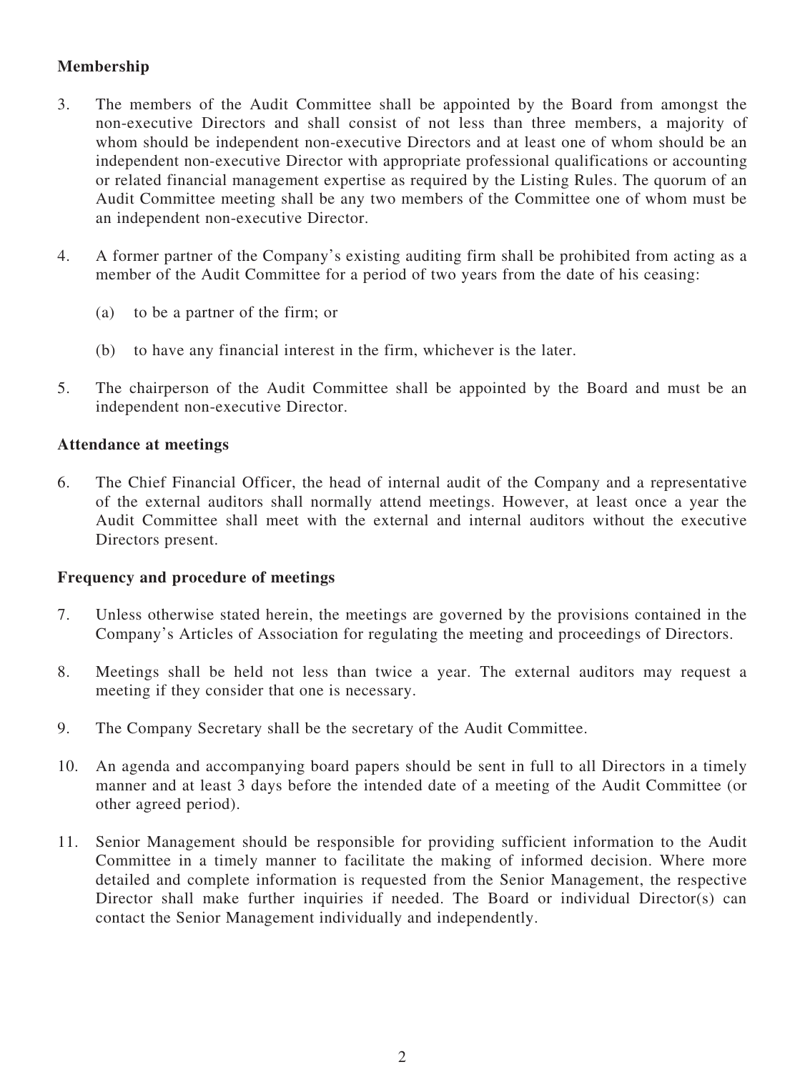**Membership**

3. The members of the Audit Committee shall be appointed by the Board from amongst the non-executive Directors and shall consist of not less than three members, a majority of whom should be independent non-executive Directors and at least one of whom should be an independent non-executive Director with appropriate professional qualifications or accounting or related financial management expertise as required by the Listing Rules. The quorum of an Audit Committee meeting shall be any two members of the Committee one of whom must be an independent non-executive Director.

4. A former partner of the Company's existing auditing firm shall be prohibited from acting as a member of the Audit Committee for a period of two years from the date of his ceasing:

   (a) to be a partner of the firm; or

   (b) to have any financial interest in the firm, whichever is the later.

5. The chairperson of the Audit Committee shall be appointed by the Board and must be an independent non-executive Director.

**Attendance at meetings**

6. The Chief Financial Officer, the head of internal audit of the Company and a representative of the external auditors shall normally attend meetings. However, at least once a year the Audit Committee shall meet with the external and internal auditors without the executive Directors present.

**Frequency and procedure of meetings**

7. Unless otherwise stated herein, the meetings are governed by the provisions contained in the Company's Articles of Association for regulating the meeting and proceedings of Directors.

8. Meetings shall be held not less than twice a year. The external auditors may request a meeting if they consider that one is necessary.

9. The Company Secretary shall be the secretary of the Audit Committee.

10. An agenda and accompanying board papers should be sent in full to all Directors in a timely manner and at least 3 days before the intended date of a meeting of the Audit Committee (or other agreed period).

11. Senior Management should be responsible for providing sufficient information to the Audit Committee in a timely manner to facilitate the making of informed decision. Where more detailed and complete information is requested from the Senior Management, the respective Director shall make further inquiries if needed. The Board or individual Director(s) can contact the Senior Management individually and independently.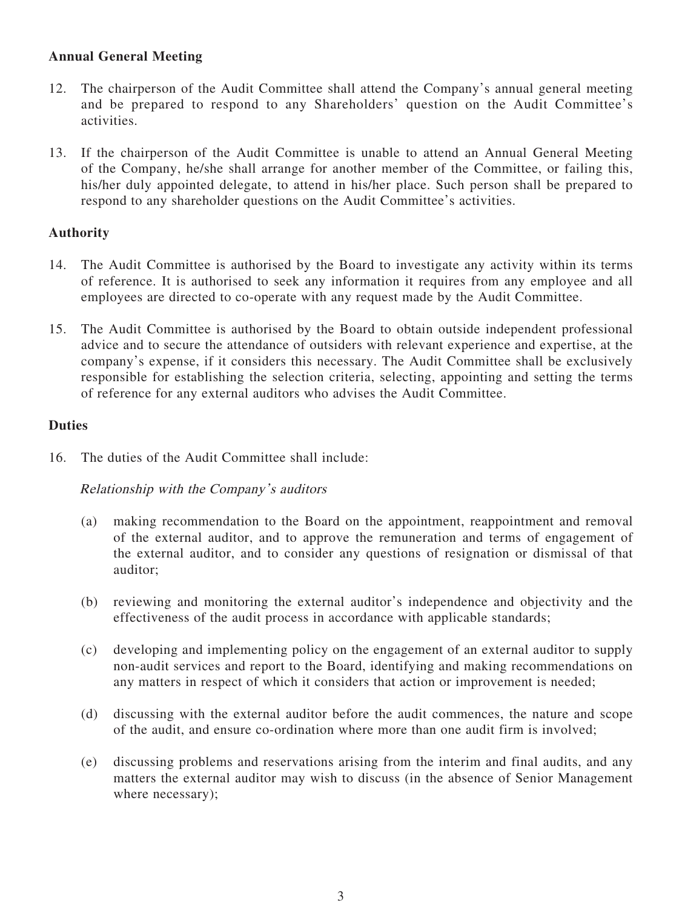**Annual General Meeting**

12. The chairperson of the Audit Committee shall attend the Company's annual general meeting and be prepared to respond to any Shareholders' question on the Audit Committee's activities.

13. If the chairperson of the Audit Committee is unable to attend an Annual General Meeting of the Company, he/she shall arrange for another member of the Committee, or failing this, his/her duly appointed delegate, to attend in his/her place. Such person shall be prepared to respond to any shareholder questions on the Audit Committee's activities.

**Authority**

14. The Audit Committee is authorised by the Board to investigate any activity within its terms of reference. It is authorised to seek any information it requires from any employee and all employees are directed to co-operate with any request made by the Audit Committee.

15. The Audit Committee is authorised by the Board to obtain outside independent professional advice and to secure the attendance of outsiders with relevant experience and expertise, at the company's expense, if it considers this necessary. The Audit Committee shall be exclusively responsible for establishing the selection criteria, selecting, appointing and setting the terms of reference for any external auditors who advises the Audit Committee.

**Duties**

16. The duties of the Audit Committee shall include:

    *Relationship with the Company's auditors*

    (a) making recommendation to the Board on the appointment, reappointment and removal of the external auditor, and to approve the remuneration and terms of engagement of the external auditor, and to consider any questions of resignation or dismissal of that auditor;

    (b) reviewing and monitoring the external auditor's independence and objectivity and the effectiveness of the audit process in accordance with applicable standards;

    (c) developing and implementing policy on the engagement of an external auditor to supply non-audit services and report to the Board, identifying and making recommendations on any matters in respect of which it considers that action or improvement is needed;

    (d) discussing with the external auditor before the audit commences, the nature and scope of the audit, and ensure co-ordination where more than one audit firm is involved;

    (e) discussing problems and reservations arising from the interim and final audits, and any matters the external auditor may wish to discuss (in the absence of Senior Management where necessary);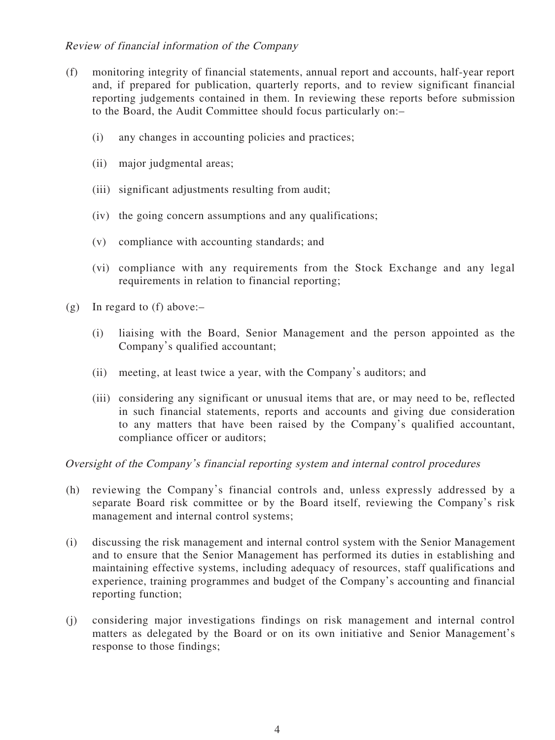*Review of financial information of the Company*

(f) monitoring integrity of financial statements, annual report and accounts, half-year report and, if prepared for publication, quarterly reports, and to review significant financial reporting judgements contained in them. In reviewing these reports before submission to the Board, the Audit Committee should focus particularly on:–

  (i) any changes in accounting policies and practices;

  (ii) major judgmental areas;

  (iii) significant adjustments resulting from audit;

  (iv) the going concern assumptions and any qualifications;

  (v) compliance with accounting standards; and

  (vi) compliance with any requirements from the Stock Exchange and any legal requirements in relation to financial reporting;

(g) In regard to (f) above:–

  (i) liaising with the Board, Senior Management and the person appointed as the Company's qualified accountant;

  (ii) meeting, at least twice a year, with the Company's auditors; and

  (iii) considering any significant or unusual items that are, or may need to be, reflected in such financial statements, reports and accounts and giving due consideration to any matters that have been raised by the Company's qualified accountant, compliance officer or auditors;

*Oversight of the Company's financial reporting system and internal control procedures*

(h) reviewing the Company's financial controls and, unless expressly addressed by a separate Board risk committee or by the Board itself, reviewing the Company's risk management and internal control systems;

(i) discussing the risk management and internal control system with the Senior Management and to ensure that the Senior Management has performed its duties in establishing and maintaining effective systems, including adequacy of resources, staff qualifications and experience, training programmes and budget of the Company's accounting and financial reporting function;

(j) considering major investigations findings on risk management and internal control matters as delegated by the Board or on its own initiative and Senior Management's response to those findings;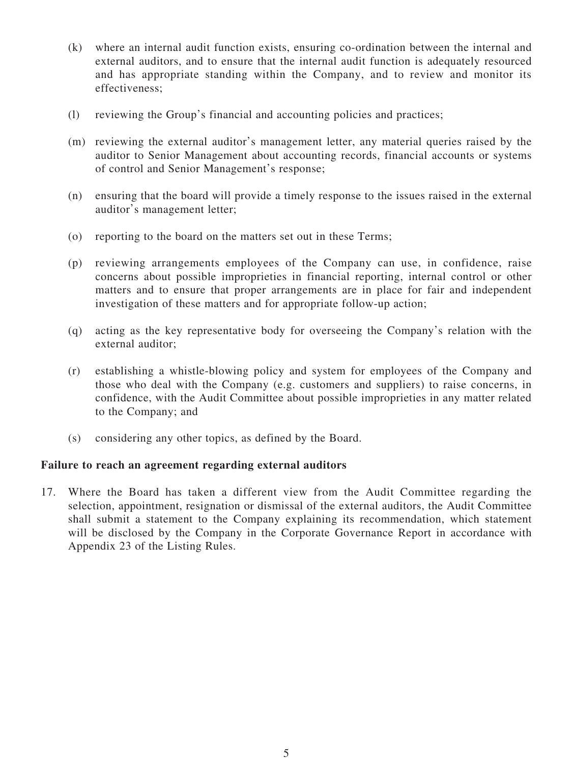(k) where an internal audit function exists, ensuring co-ordination between the internal and external auditors, and to ensure that the internal audit function is adequately resourced and has appropriate standing within the Company, and to review and monitor its effectiveness;

(l) reviewing the Group's financial and accounting policies and practices;

(m) reviewing the external auditor's management letter, any material queries raised by the auditor to Senior Management about accounting records, financial accounts or systems of control and Senior Management's response;

(n) ensuring that the board will provide a timely response to the issues raised in the external auditor's management letter;

(o) reporting to the board on the matters set out in these Terms;

(p) reviewing arrangements employees of the Company can use, in confidence, raise concerns about possible improprieties in financial reporting, internal control or other matters and to ensure that proper arrangements are in place for fair and independent investigation of these matters and for appropriate follow-up action;

(q) acting as the key representative body for overseeing the Company's relation with the external auditor;

(r) establishing a whistle-blowing policy and system for employees of the Company and those who deal with the Company (e.g. customers and suppliers) to raise concerns, in confidence, with the Audit Committee about possible improprieties in any matter related to the Company; and

(s) considering any other topics, as defined by the Board.

**Failure to reach an agreement regarding external auditors**

17. Where the Board has taken a different view from the Audit Committee regarding the selection, appointment, resignation or dismissal of the external auditors, the Audit Committee shall submit a statement to the Company explaining its recommendation, which statement will be disclosed by the Company in the Corporate Governance Report in accordance with Appendix 23 of the Listing Rules.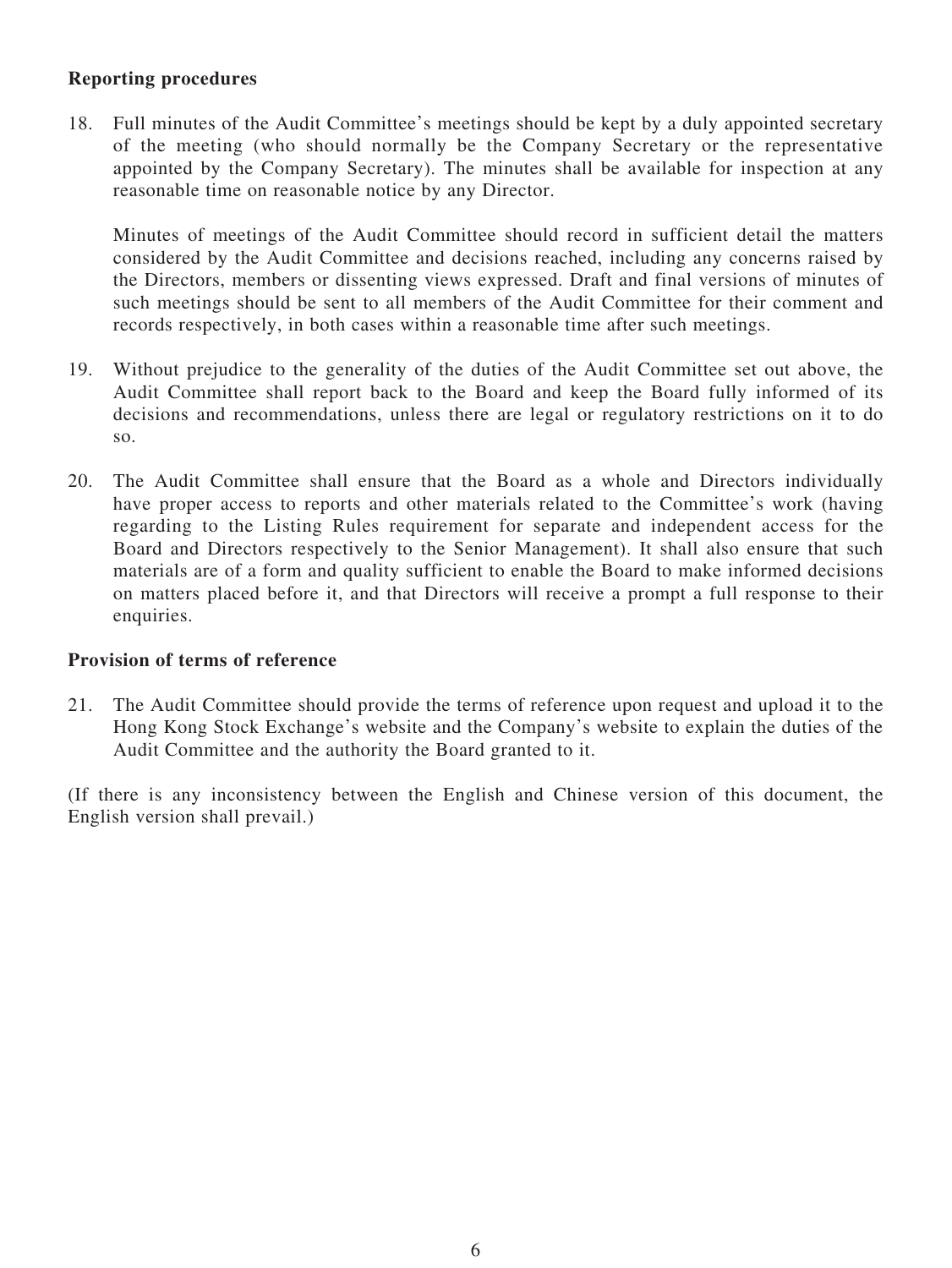**Reporting procedures**

18. Full minutes of the Audit Committee's meetings should be kept by a duly appointed secretary of the meeting (who should normally be the Company Secretary or the representative appointed by the Company Secretary). The minutes shall be available for inspection at any reasonable time on reasonable notice by any Director.

    Minutes of meetings of the Audit Committee should record in sufficient detail the matters considered by the Audit Committee and decisions reached, including any concerns raised by the Directors, members or dissenting views expressed. Draft and final versions of minutes of such meetings should be sent to all members of the Audit Committee for their comment and records respectively, in both cases within a reasonable time after such meetings.

19. Without prejudice to the generality of the duties of the Audit Committee set out above, the Audit Committee shall report back to the Board and keep the Board fully informed of its decisions and recommendations, unless there are legal or regulatory restrictions on it to do so.

20. The Audit Committee shall ensure that the Board as a whole and Directors individually have proper access to reports and other materials related to the Committee's work (having regarding to the Listing Rules requirement for separate and independent access for the Board and Directors respectively to the Senior Management). It shall also ensure that such materials are of a form and quality sufficient to enable the Board to make informed decisions on matters placed before it, and that Directors will receive a prompt a full response to their enquiries.

**Provision of terms of reference**

21. The Audit Committee should provide the terms of reference upon request and upload it to the Hong Kong Stock Exchange's website and the Company's website to explain the duties of the Audit Committee and the authority the Board granted to it.

(If there is any inconsistency between the English and Chinese version of this document, the English version shall prevail.)